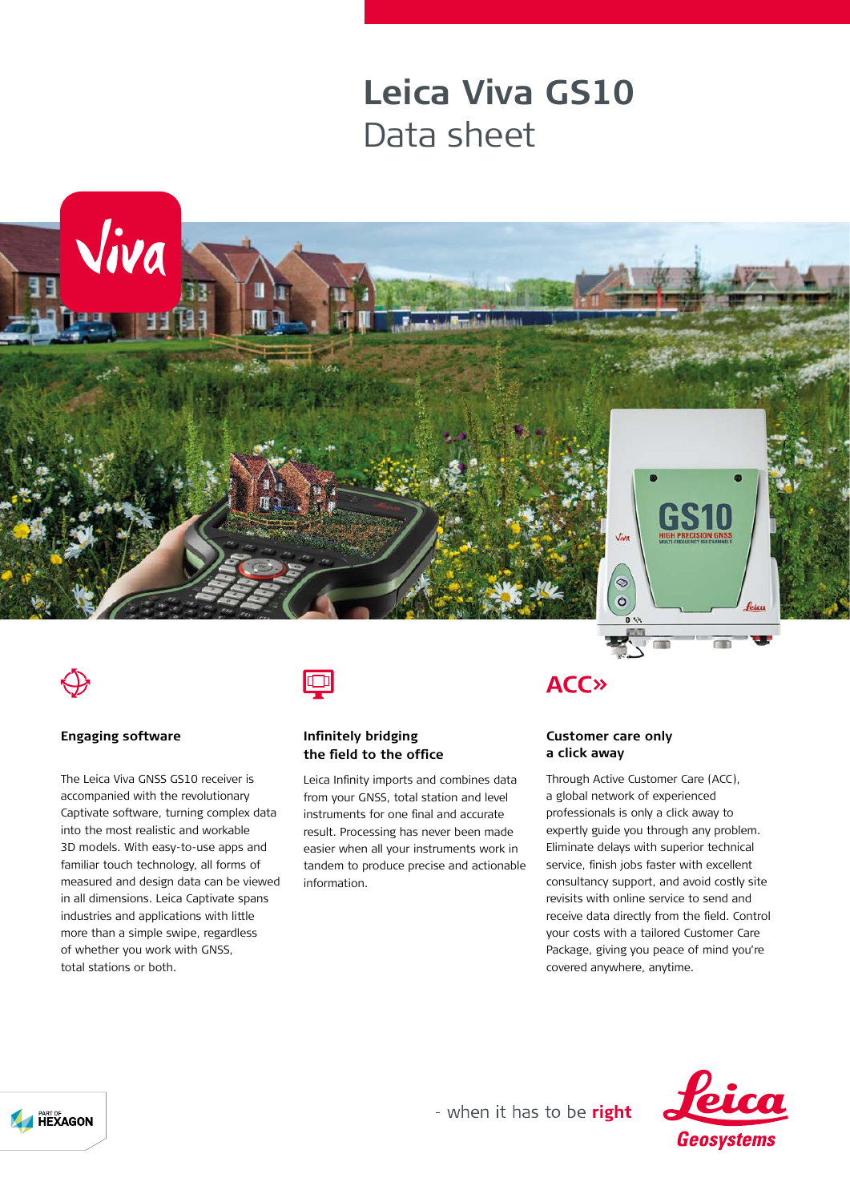# Leica Viva GS10

## Data sheet

### Engaging software

The Leica Viva GNSS GS10 receiver is accompanied with the revolutionary Captivate software, turning complex data into the most realistic and workable 3D models. With easy-to-use apps and familiar touch technology, all forms of measured and design data can be viewed in all dimensions. Leica Captivate spans industries and applications with little more than a simple swipe, regardless of whether you work with GNSS, total stations or both.

### Infinitely bridging the field to the office

Leica Infinity imports and combines data from your GNSS, total station and level instruments for one final and accurate result. Processing has never been made easier when all your instruments work in tandem to produce precise and actionable information.

### Customer care only a click away

Through Active Customer Care (ACC), a global network of experienced professionals is only a click away to expertly guide you through any problem. Eliminate delays with superior technical service, finish jobs faster with excellent consultancy support, and avoid costly site revisits with online service to send and receive data directly from the field. Control your costs with a tailored Customer Care Package, giving you peace of mind you're covered anywhere, anytime.

- when it has to be **right**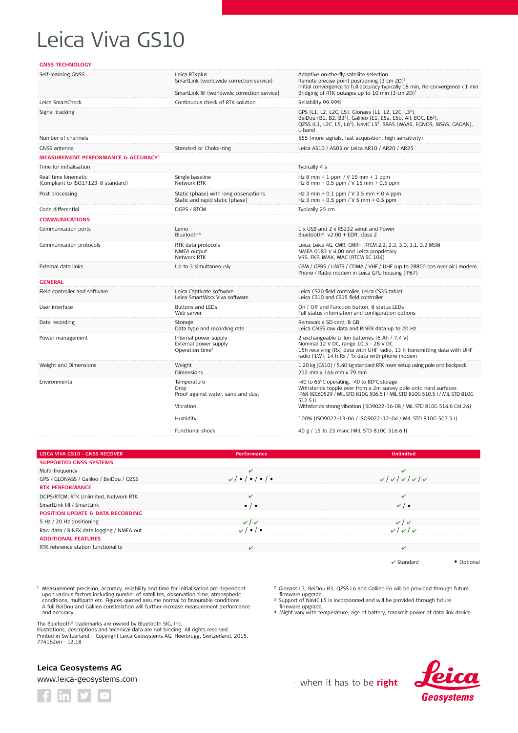# Leica Viva GS10

| | | |
|---|---|---|
| **GNSS TECHNOLOGY** | | |
| Self-learning GNSS | Leica RTKplus<br>SmartLink (worldwide correction service)<br><br>SmartLink fill (worldwide correction service) | Adaptive on-the-fly satellite selection<br>Remote precise point positioning (3 cm 2D)[1]<br>Initial convergence to full accuracy typically 18 min, Re-convergence < 1 min<br>Bridging of RTK outages up to 10 min (3 cm 2D)[1] |
| Leica SmartCheck | Continuous check of RTK solution | Reliability 99.99% |
| Signal tracking | | GPS (L1, L2, L2C, L5), Glonass (L1, L2, L2C, L3[2]),<br>BeiDou (B1, B2, B3[2]), Galileo (E1, E5a, E5b, Alt-BOC, E6[2]),<br>QZSS (L1, L2C, L5, L6[2]), NavIC L5[3], SBAS (WAAS, EGNOS, MSAS, GAGAN),<br>L-band |
| Number of channels | | 555 (more signals, fast acquisition, high sensitivity) |
| GNSS antenna | Standard or Choke-ring | Leica AS10 / AS05 or Leica AR10 / AR20 / AR25 |
| **MEASUREMENT PERFORMANCE & ACCURACY[1]** | | |
| Time for initialisation | | Typically 4 s |
| Real-time kinematic<br>(Compliant to ISO17123-8 standard) | Single baseline<br>Network RTK | Hz 8 mm + 1 ppm / V 15 mm + 1 ppm<br>Hz 8 mm + 0.5 ppm / V 15 mm + 0.5 ppm |
| Post processing | Static (phase) with long observations<br>Static and rapid static (phase) | Hz 3 mm + 0.1 ppm / V 3.5 mm + 0.4 ppm<br>Hz 3 mm + 0.5 ppm / V 5 mm + 0.5 ppm |
| Code differential | DGPS / RTCM | Typically 25 cm |
| **COMMUNICATIONS** | | |
| Communication ports | Lemo<br>Bluetooth® | 1 x USB and 2 x RS232 serial and Power<br>Bluetooth® v2.00 + EDR, class 2 |
| Communication protocols | RTK data protocols<br>NMEA output<br>Network RTK | Leica, Leica 4G, CMR, CMR+, RTCM 2.2, 2.3, 3.0, 3.1, 3.2 MSM<br>NMEA 0183 V 4.00 and Leica proprietary<br>VRS, FKP, iMAX, MAC (RTCM SC 104) |
| External data links | Up to 3 simultaneously | GSM / GPRS / UMTS / CDMA / VHF / UHF (up to 28800 bps over air) modem<br>Phone / Radio modem in Leica GFU housing (IP67) |
| **GENERAL** | | |
| Field controller and software | Leica Captivate software<br>Leica SmartWorx Viva software | Leica CS20 field controller, Leica CS35 tablet<br>Leica CS10 and CS15 field controller |
| User interface | Buttons and LEDs<br>Web server | On / Off and Function button, 8 status LEDs<br>Full status information and configuration options |
| Data recording | Storage<br>Data type and recording rate | Removable SD card, 8 GB<br>Leica GNSS raw data and RINEX data up to 20 Hz |
| Power management | Internal power supply<br>External power supply<br>Operation time[4] | 2 exchangeable Li-Ion batteries (6 Ah / 7.4 V)<br>Nominal 12 V DC, range 10.5 - 28 V DC<br>15h receiving (Rx) data with UHF radio, 13 h transmitting data with UHF radio (1W), 14 h Rx / Tx data with phone modem |
| Weight and Dimensions | Weight<br>Dimensions | 1.20 kg (GS10) / 5.40 kg standard RTK rover setup using pole and backpack<br>212 mm x 166 mm x 79 mm |
| Environmental | Temperature<br>Drop<br>Proof against water, sand and dust<br><br>Vibration<br><br>Humidity<br><br>Functional shock | -40 to 65°C operating, -40 to 80°C storage<br>Withstands topple over from a 2m survey pole onto hard surfaces<br>IP68 (IEC60529 / MIL STD 810G 506.5 I / MIL STD 810G 510.5 I / MIL STD 810G 512.5 I)<br>Withstands strong vibration (ISO9022-36-08 / MIL STD 810G 514.6 Cat.24)<br><br>100% (ISO9022-13-06 / ISO9022-12-04 / MIL STD 810G 507.5 I)<br><br>40 g / 15 to 23 msec (MIL STD 810G 516.6 I) |

| LEICA VIVA GS10 - GNSS RECEIVER | Performance | Unlimited |
|---|---|---|
| **SUPPORTED GNSS SYSTEMS** | | |
| Multi-frequency | ✔ | ✔ |
| GPS / GLONASS / Galileo / BeiDou / QZSS | ✔ / • / • / • / • | ✔ / ✔ / ✔ / ✔ / ✔ |
| **RTK PERFORMANCE** | | |
| DGPS/RTCM. RTK Unlimited, Network RTK | ✔ | ✔ |
| SmartLink fill / SmartLink | • / • | ✔ / • |
| **POSITION UPDATE & DATA RECORDING** | | |
| 5 Hz / 20 Hz positioning | ✔ / ✔ | ✔ / ✔ |
| Raw data / RINEX data logging / NMEA out | ✔ / • / • | ✔ / ✔ / ✔ |
| **ADDITIONAL FEATURES** | | |
| RTK reference station functionality | ✔ | ✔ |

✔ Standard • Optional

[1] Measurement precision, accuracy, reliability and time for initialisation are dependent upon various factors including number of satellites, observation time, atmospheric conditions, multipath etc. Figures quoted assume normal to favourable conditions. A full BeiDou and Galileo constellation will further increase measurement performance and accuracy.

[2] Glonass L3, BeiDou B3, QZSS L6 and Galileo E6 will be provided through future firmware upgrade.

[3] Support of NavIC L5 is incorporated and will be provided through future firmware upgrade.

[4] Might vary with temperature, age of battery, transmit power of data link device.

The Bluetooth® trademarks are owned by Bluetooth SIG, Inc.
Illustrations, descriptions and technical data are not binding. All rights reserved.
Printed in Switzerland – Copyright Leica Geosystems AG, Heerbrugg, Switzerland, 2015.
774162en - 12.18

**Leica Geosystems AG**
www.leica-geosystems.com

- when it has to be **right**

Leica Geosystems